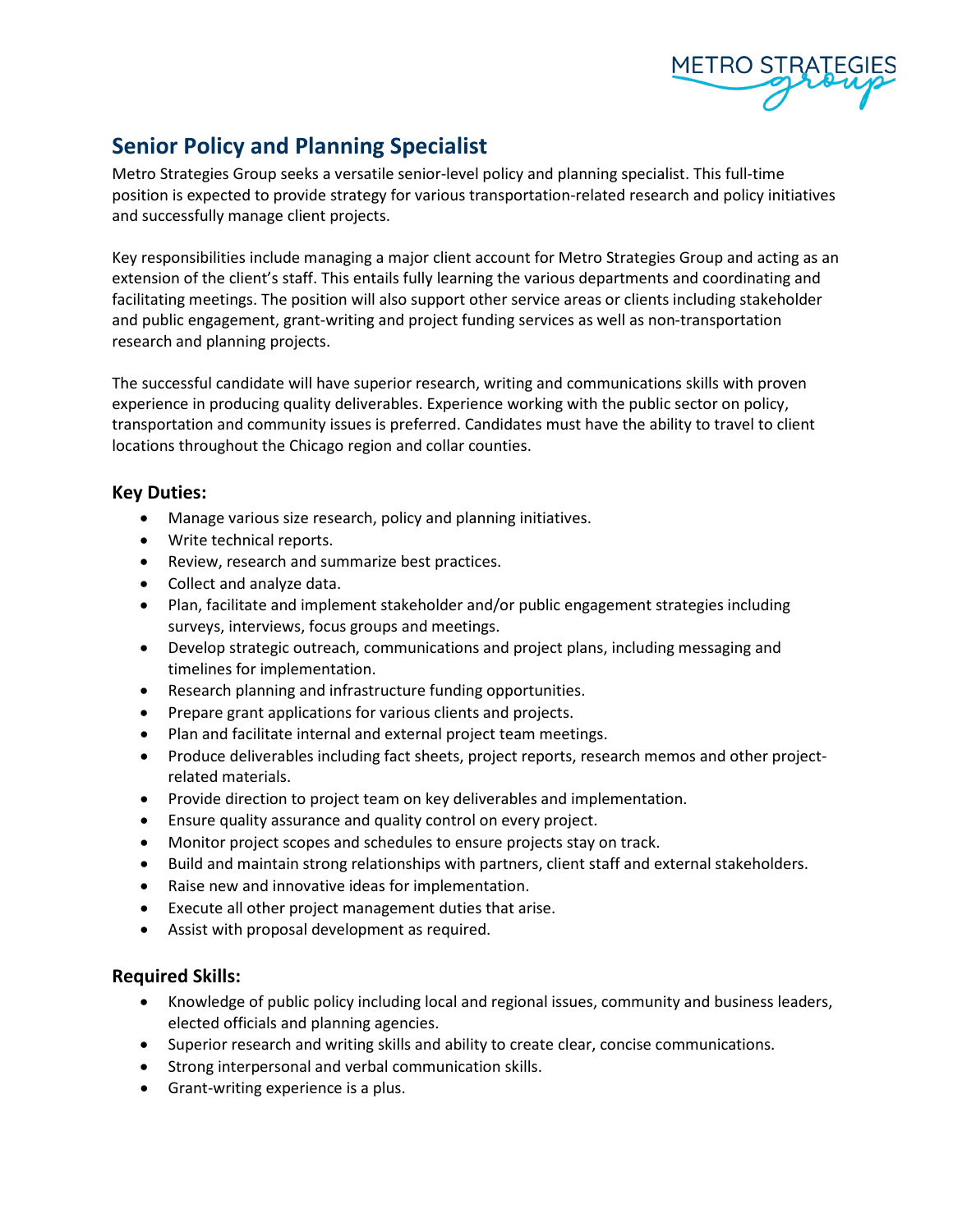# Senior Policy and Planning Specialist

Metro Strategies Group seeks a versatile senior-level policy and planning specialist. This full-time position is expected to provide strategy for various transportation-related research and policy initiatives and successfully manage client projects.

Key responsibilities include managing a major client account for Metro Strategies Group and acting as an extension of the client's staff. This entails fully learning the various departments and coordinating and facilitating meetings. The position will also support other service areas or clients including stakeholder and public engagement, grant-writing and project funding services as well as non-transportation research and planning projects.

The successful candidate will have superior research, writing and communications skills with proven experience in producing quality deliverables. Experience working with the public sector on policy, transportation and community issues is preferred. Candidates must have the ability to travel to client locations throughout the Chicago region and collar counties.

## Key Duties:

- Manage various size research, policy and planning initiatives.
- Write technical reports.
- Review, research and summarize best practices.
- Collect and analyze data.
- Plan, facilitate and implement stakeholder and/or public engagement strategies including surveys, interviews, focus groups and meetings.
- Develop strategic outreach, communications and project plans, including messaging and timelines for implementation.
- Research planning and infrastructure funding opportunities.
- Prepare grant applications for various clients and projects.
- Plan and facilitate internal and external project team meetings.
- Produce deliverables including fact sheets, project reports, research memos and other project-related materials.
- Provide direction to project team on key deliverables and implementation.
- Ensure quality assurance and quality control on every project.
- Monitor project scopes and schedules to ensure projects stay on track.
- Build and maintain strong relationships with partners, client staff and external stakeholders.
- Raise new and innovative ideas for implementation.
- Execute all other project management duties that arise.
- Assist with proposal development as required.

## Required Skills:

- Knowledge of public policy including local and regional issues, community and business leaders, elected officials and planning agencies.
- Superior research and writing skills and ability to create clear, concise communications.
- Strong interpersonal and verbal communication skills.
- Grant-writing experience is a plus.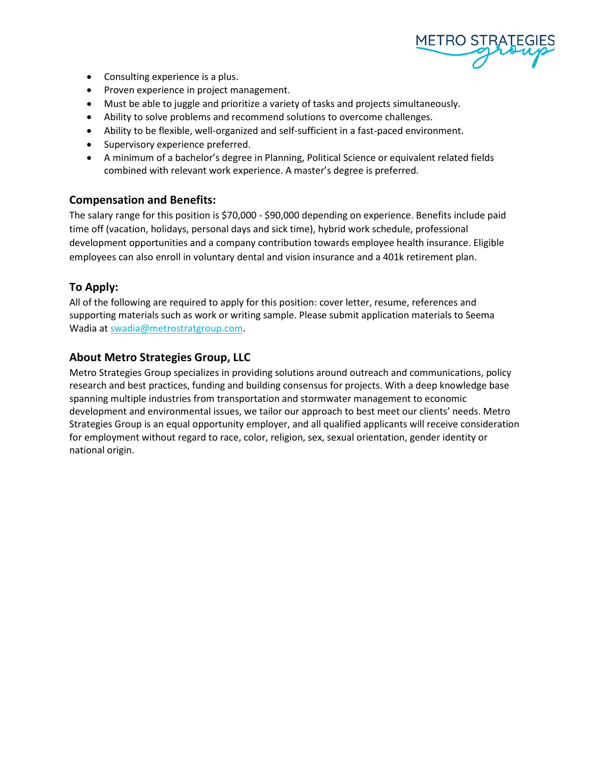- Consulting experience is a plus.
- Proven experience in project management.
- Must be able to juggle and prioritize a variety of tasks and projects simultaneously.
- Ability to solve problems and recommend solutions to overcome challenges.
- Ability to be flexible, well-organized and self-sufficient in a fast-paced environment.
- Supervisory experience preferred.
- A minimum of a bachelor's degree in Planning, Political Science or equivalent related fields combined with relevant work experience. A master's degree is preferred.

## Compensation and Benefits:

The salary range for this position is $70,000 - $90,000 depending on experience. Benefits include paid time off (vacation, holidays, personal days and sick time), hybrid work schedule, professional development opportunities and a company contribution towards employee health insurance. Eligible employees can also enroll in voluntary dental and vision insurance and a 401k retirement plan.

## To Apply:

All of the following are required to apply for this position: cover letter, resume, references and supporting materials such as work or writing sample. Please submit application materials to Seema Wadia at swadia@metrostratgroup.com.

## About Metro Strategies Group, LLC

Metro Strategies Group specializes in providing solutions around outreach and communications, policy research and best practices, funding and building consensus for projects. With a deep knowledge base spanning multiple industries from transportation and stormwater management to economic development and environmental issues, we tailor our approach to best meet our clients' needs. Metro Strategies Group is an equal opportunity employer, and all qualified applicants will receive consideration for employment without regard to race, color, religion, sex, sexual orientation, gender identity or national origin.